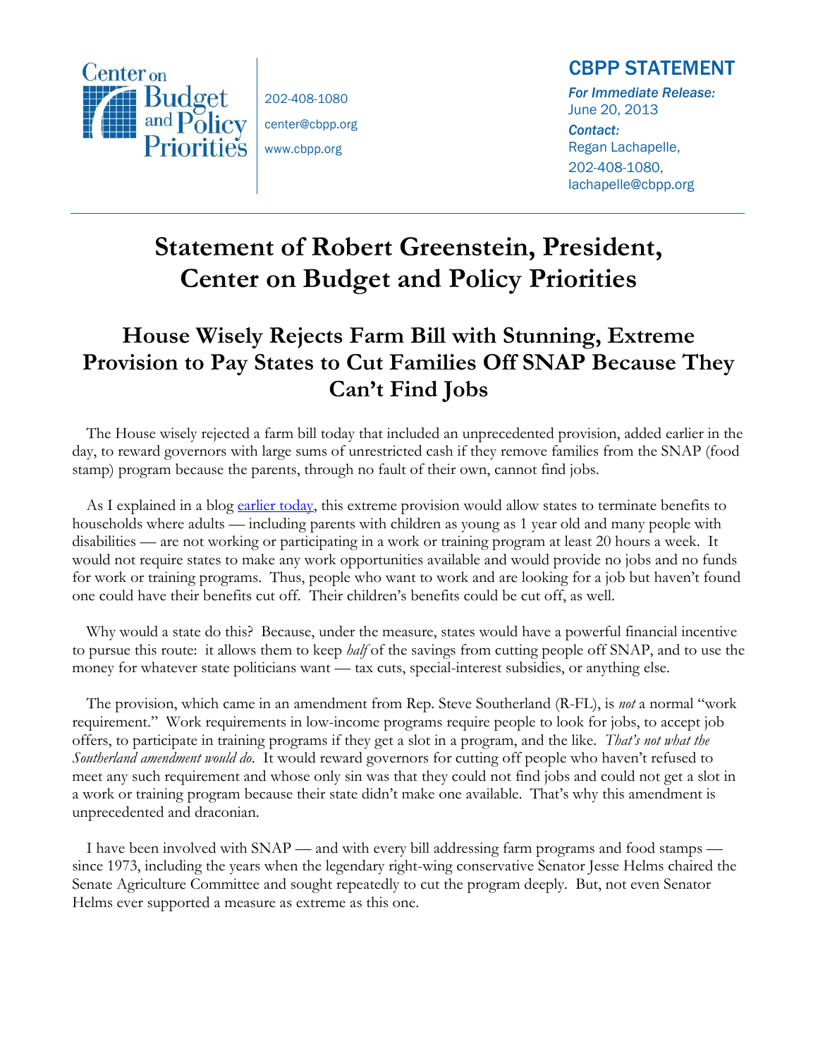Center on Budget and Policy Priorities

202-408-1080
center@cbpp.org
www.cbpp.org

**CBPP STATEMENT**

*For Immediate Release:*
June 20, 2013
*Contact:*
Regan Lachapelle,
202-408-1080,
lachapelle@cbpp.org

# Statement of Robert Greenstein, President, Center on Budget and Policy Priorities

## House Wisely Rejects Farm Bill with Stunning, Extreme Provision to Pay States to Cut Families Off SNAP Because They Can't Find Jobs

The House wisely rejected a farm bill today that included an unprecedented provision, added earlier in the day, to reward governors with large sums of unrestricted cash if they remove families from the SNAP (food stamp) program because the parents, through no fault of their own, cannot find jobs.

As I explained in a blog earlier today, this extreme provision would allow states to terminate benefits to households where adults — including parents with children as young as 1 year old and many people with disabilities — are not working or participating in a work or training program at least 20 hours a week. It would not require states to make any work opportunities available and would provide no jobs and no funds for work or training programs. Thus, people who want to work and are looking for a job but haven't found one could have their benefits cut off. Their children's benefits could be cut off, as well.

Why would a state do this? Because, under the measure, states would have a powerful financial incentive to pursue this route: it allows them to keep *half* of the savings from cutting people off SNAP, and to use the money for whatever state politicians want — tax cuts, special-interest subsidies, or anything else.

The provision, which came in an amendment from Rep. Steve Southerland (R-FL), is *not* a normal "work requirement." Work requirements in low-income programs require people to look for jobs, to accept job offers, to participate in training programs if they get a slot in a program, and the like. *That's not what the Southerland amendment would do*. It would reward governors for cutting off people who haven't refused to meet any such requirement and whose only sin was that they could not find jobs and could not get a slot in a work or training program because their state didn't make one available. That's why this amendment is unprecedented and draconian.

I have been involved with SNAP — and with every bill addressing farm programs and food stamps — since 1973, including the years when the legendary right-wing conservative Senator Jesse Helms chaired the Senate Agriculture Committee and sought repeatedly to cut the program deeply. But, not even Senator Helms ever supported a measure as extreme as this one.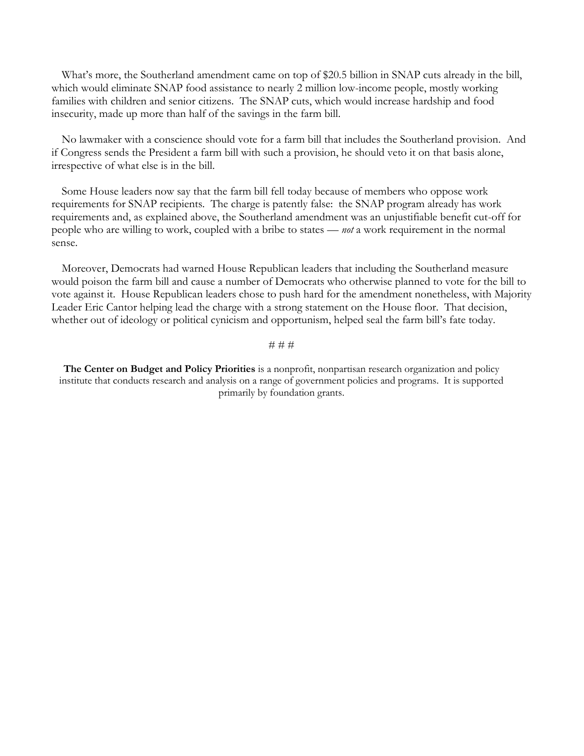What's more, the Southerland amendment came on top of $20.5 billion in SNAP cuts already in the bill, which would eliminate SNAP food assistance to nearly 2 million low-income people, mostly working families with children and senior citizens. The SNAP cuts, which would increase hardship and food insecurity, made up more than half of the savings in the farm bill.

No lawmaker with a conscience should vote for a farm bill that includes the Southerland provision. And if Congress sends the President a farm bill with such a provision, he should veto it on that basis alone, irrespective of what else is in the bill.

Some House leaders now say that the farm bill fell today because of members who oppose work requirements for SNAP recipients. The charge is patently false: the SNAP program already has work requirements and, as explained above, the Southerland amendment was an unjustifiable benefit cut-off for people who are willing to work, coupled with a bribe to states — *not* a work requirement in the normal sense.

Moreover, Democrats had warned House Republican leaders that including the Southerland measure would poison the farm bill and cause a number of Democrats who otherwise planned to vote for the bill to vote against it. House Republican leaders chose to push hard for the amendment nonetheless, with Majority Leader Eric Cantor helping lead the charge with a strong statement on the House floor. That decision, whether out of ideology or political cynicism and opportunism, helped seal the farm bill's fate today.

# # #

**The Center on Budget and Policy Priorities** is a nonprofit, nonpartisan research organization and policy institute that conducts research and analysis on a range of government policies and programs. It is supported primarily by foundation grants.